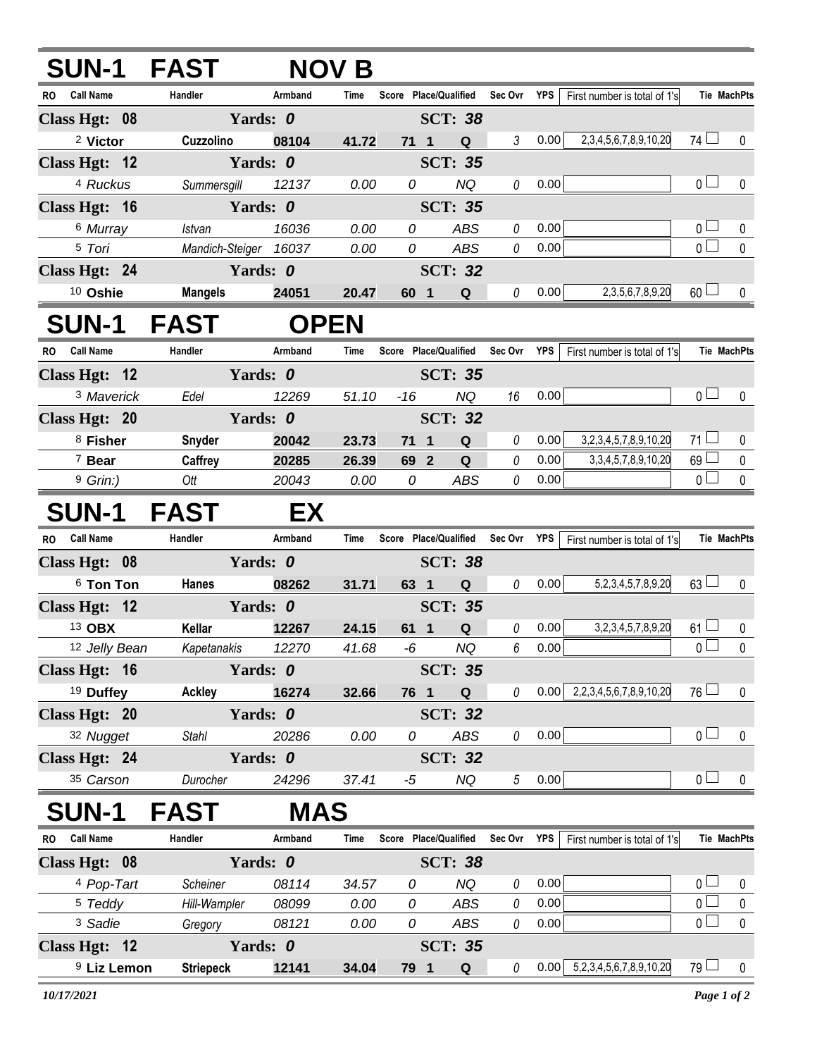## SUN-1 FAST NOV B

| RO | Call Name | Handler | Armband | Time | Score | Place | Qualified | Sec Ovr | YPS | First number is total of 1's | Tie | MachPts |
|---|---|---|---|---|---|---|---|---|---|---|---|---|
| **Class Hgt: 08** | | **Yards: 0** | | | | | **SCT: 38** | | | | | |
| 2 | **Victor** | **Cuzzolino** | **08104** | **41.72** | **71** | **1** | **Q** | 3 | 0.00 | 2,3,4,5,6,7,8,9,10,20 | 74 | 0 |
| **Class Hgt: 12** | | **Yards: 0** | | | | | **SCT: 35** | | | | | |
| 4 | *Ruckus* | *Summersgill* | *12137* | *0.00* | *0* | | *NQ* | 0 | 0.00 | | 0 | 0 |
| **Class Hgt: 16** | | **Yards: 0** | | | | | **SCT: 35** | | | | | |
| 6 | *Murray* | *Istvan* | *16036* | *0.00* | *0* | | *ABS* | 0 | 0.00 | | 0 | 0 |
| 5 | *Tori* | *Mandich-Steiger* | *16037* | *0.00* | *0* | | *ABS* | 0 | 0.00 | | 0 | 0 |
| **Class Hgt: 24** | | **Yards: 0** | | | | | **SCT: 32** | | | | | |
| 10 | **Oshie** | **Mangels** | **24051** | **20.47** | **60** | **1** | **Q** | 0 | 0.00 | 2,3,5,6,7,8,9,20 | 60 | 0 |

## SUN-1 FAST OPEN

| RO | Call Name | Handler | Armband | Time | Score | Place | Qualified | Sec Ovr | YPS | First number is total of 1's | Tie | MachPts |
|---|---|---|---|---|---|---|---|---|---|---|---|---|
| **Class Hgt: 12** | | **Yards: 0** | | | | | **SCT: 35** | | | | | |
| 3 | *Maverick* | *Edel* | *12269* | *51.10* | *-16* | | *NQ* | 16 | 0.00 | | 0 | 0 |
| **Class Hgt: 20** | | **Yards: 0** | | | | | **SCT: 32** | | | | | |
| 8 | **Fisher** | **Snyder** | **20042** | **23.73** | **71** | **1** | **Q** | 0 | 0.00 | 3,2,3,4,5,7,8,9,10,20 | 71 | 0 |
| 7 | **Bear** | **Caffrey** | **20285** | **26.39** | **69** | **2** | **Q** | 0 | 0.00 | 3,3,4,5,7,8,9,10,20 | 69 | 0 |
| 9 | *Grin:)* | *Ott* | *20043* | *0.00* | *0* | | *ABS* | 0 | 0.00 | | 0 | 0 |

## SUN-1 FAST EX

| RO | Call Name | Handler | Armband | Time | Score | Place | Qualified | Sec Ovr | YPS | First number is total of 1's | Tie | MachPts |
|---|---|---|---|---|---|---|---|---|---|---|---|---|
| **Class Hgt: 08** | | **Yards: 0** | | | | | **SCT: 38** | | | | | |
| 6 | **Ton Ton** | **Hanes** | **08262** | **31.71** | **63** | **1** | **Q** | 0 | 0.00 | 5,2,3,4,5,7,8,9,20 | 63 | 0 |
| **Class Hgt: 12** | | **Yards: 0** | | | | | **SCT: 35** | | | | | |
| 13 | **OBX** | **Kellar** | **12267** | **24.15** | **61** | **1** | **Q** | 0 | 0.00 | 3,2,3,4,5,7,8,9,20 | 61 | 0 |
| 12 | *Jelly Bean* | *Kapetanakis* | *12270* | *41.68* | *-6* | | *NQ* | 6 | 0.00 | | 0 | 0 |
| **Class Hgt: 16** | | **Yards: 0** | | | | | **SCT: 35** | | | | | |
| 19 | **Duffey** | **Ackley** | **16274** | **32.66** | **76** | **1** | **Q** | 0 | 0.00 | 2,2,3,4,5,6,7,8,9,10,20 | 76 | 0 |
| **Class Hgt: 20** | | **Yards: 0** | | | | | **SCT: 32** | | | | | |
| 32 | *Nugget* | *Stahl* | *20286* | *0.00* | *0* | | *ABS* | 0 | 0.00 | | 0 | 0 |
| **Class Hgt: 24** | | **Yards: 0** | | | | | **SCT: 32** | | | | | |
| 35 | *Carson* | *Durocher* | *24296* | *37.41* | *-5* | | *NQ* | 5 | 0.00 | | 0 | 0 |

## SUN-1 FAST MAS

| RO | Call Name | Handler | Armband | Time | Score | Place | Qualified | Sec Ovr | YPS | First number is total of 1's | Tie | MachPts |
|---|---|---|---|---|---|---|---|---|---|---|---|---|
| **Class Hgt: 08** | | **Yards: 0** | | | | | **SCT: 38** | | | | | |
| 4 | *Pop-Tart* | *Scheiner* | *08114* | *34.57* | *0* | | *NQ* | 0 | 0.00 | | 0 | 0 |
| 5 | *Teddy* | *Hill-Wampler* | *08099* | *0.00* | *0* | | *ABS* | 0 | 0.00 | | 0 | 0 |
| 3 | *Sadie* | *Gregory* | *08121* | *0.00* | *0* | | *ABS* | 0 | 0.00 | | 0 | 0 |
| **Class Hgt: 12** | | **Yards: 0** | | | | | **SCT: 35** | | | | | |
| 9 | **Liz Lemon** | **Striepeck** | **12141** | **34.04** | **79** | **1** | **Q** | 0 | 0.00 | 5,2,3,4,5,6,7,8,9,10,20 | 79 | 0 |

*10/17/2021*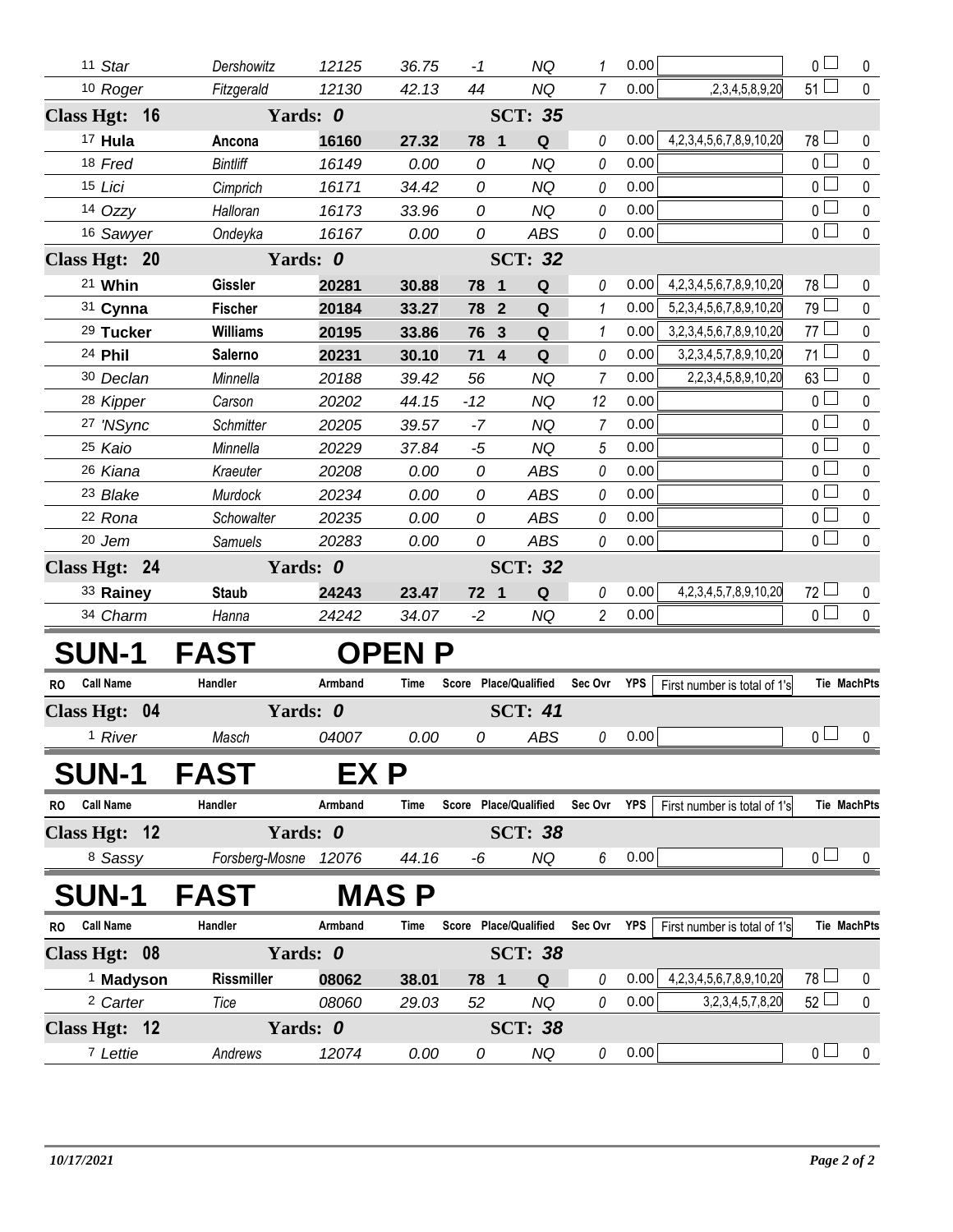| RO | Call Name | Handler | Armband | Time | Score | Place/Qualified | Sec Ovr | YPS | First number is total of 1's | Tie | MachPts |
|---|---|---|---|---|---|---|---|---|---|---|---|
| 11 | Star | Dershowitz | 12125 | 36.75 | -1 | NQ | 1 | 0.00 | | 0 | 0 |
| 10 | Roger | Fitzgerald | 12130 | 42.13 | 44 | NQ | 7 | 0.00 | ,2,3,4,5,8,9,20 | 51 | 0 |
| **Class Hgt: 16** | | **Yards: 0** | | | | **SCT: 35** | | | | | |
| 17 | **Hula** | **Ancona** | **16160** | **27.32** | **78 1** | **Q** | 0 | 0.00 | 4,2,3,4,5,6,7,8,9,10,20 | 78 | 0 |
| 18 | Fred | Bintliff | 16149 | 0.00 | 0 | NQ | 0 | 0.00 | | 0 | 0 |
| 15 | Lici | Cimprich | 16171 | 34.42 | 0 | NQ | 0 | 0.00 | | 0 | 0 |
| 14 | Ozzy | Halloran | 16173 | 33.96 | 0 | NQ | 0 | 0.00 | | 0 | 0 |
| 16 | Sawyer | Ondeyka | 16167 | 0.00 | 0 | ABS | 0 | 0.00 | | 0 | 0 |
| **Class Hgt: 20** | | **Yards: 0** | | | | **SCT: 32** | | | | | |
| 21 | **Whin** | **Gissler** | **20281** | **30.88** | **78 1** | **Q** | 0 | 0.00 | 4,2,3,4,5,6,7,8,9,10,20 | 78 | 0 |
| 31 | **Cynna** | **Fischer** | **20184** | **33.27** | **78 2** | **Q** | 1 | 0.00 | 5,2,3,4,5,6,7,8,9,10,20 | 79 | 0 |
| 29 | **Tucker** | **Williams** | **20195** | **33.86** | **76 3** | **Q** | 1 | 0.00 | 3,2,3,4,5,6,7,8,9,10,20 | 77 | 0 |
| 24 | **Phil** | **Salerno** | **20231** | **30.10** | **71 4** | **Q** | 0 | 0.00 | 3,2,3,4,5,7,8,9,10,20 | 71 | 0 |
| 30 | Declan | Minnella | 20188 | 39.42 | 56 | NQ | 7 | 0.00 | 2,2,3,4,5,8,9,10,20 | 63 | 0 |
| 28 | Kipper | Carson | 20202 | 44.15 | -12 | NQ | 12 | 0.00 | | 0 | 0 |
| 27 | 'NSync | Schmitter | 20205 | 39.57 | -7 | NQ | 7 | 0.00 | | 0 | 0 |
| 25 | Kaio | Minnella | 20229 | 37.84 | -5 | NQ | 5 | 0.00 | | 0 | 0 |
| 26 | Kiana | Kraeuter | 20208 | 0.00 | 0 | ABS | 0 | 0.00 | | 0 | 0 |
| 23 | Blake | Murdock | 20234 | 0.00 | 0 | ABS | 0 | 0.00 | | 0 | 0 |
| 22 | Rona | Schowalter | 20235 | 0.00 | 0 | ABS | 0 | 0.00 | | 0 | 0 |
| 20 | Jem | Samuels | 20283 | 0.00 | 0 | ABS | 0 | 0.00 | | 0 | 0 |
| **Class Hgt: 24** | | **Yards: 0** | | | | **SCT: 32** | | | | | |
| 33 | **Rainey** | **Staub** | **24243** | **23.47** | **72 1** | **Q** | 0 | 0.00 | 4,2,3,4,5,7,8,9,10,20 | 72 | 0 |
| 34 | Charm | Hanna | 24242 | 34.07 | -2 | NQ | 2 | 0.00 | | 0 | 0 |

# SUN-1 FAST OPEN P

| RO | Call Name | Handler | Armband | Time | Score | Place/Qualified | Sec Ovr | YPS | First number is total of 1's | Tie | MachPts |
|---|---|---|---|---|---|---|---|---|---|---|---|
| **Class Hgt: 04** | | **Yards: 0** | | | | **SCT: 41** | | | | | |
| 1 | River | Masch | 04007 | 0.00 | 0 | ABS | 0 | 0.00 | | 0 | 0 |

# SUN-1 FAST EX P

| RO | Call Name | Handler | Armband | Time | Score | Place/Qualified | Sec Ovr | YPS | First number is total of 1's | Tie | MachPts |
|---|---|---|---|---|---|---|---|---|---|---|---|
| **Class Hgt: 12** | | **Yards: 0** | | | | **SCT: 38** | | | | | |
| 8 | Sassy | Forsberg-Mosne | 12076 | 44.16 | -6 | NQ | 6 | 0.00 | | 0 | 0 |

# SUN-1 FAST MAS P

| RO | Call Name | Handler | Armband | Time | Score | Place/Qualified | Sec Ovr | YPS | First number is total of 1's | Tie | MachPts |
|---|---|---|---|---|---|---|---|---|---|---|---|
| **Class Hgt: 08** | | **Yards: 0** | | | | **SCT: 38** | | | | | |
| 1 | **Madyson** | **Rissmiller** | **08062** | **38.01** | **78 1** | **Q** | 0 | 0.00 | 4,2,3,4,5,6,7,8,9,10,20 | 78 | 0 |
| 2 | Carter | Tice | 08060 | 29.03 | 52 | NQ | 0 | 0.00 | 3,2,3,4,5,7,8,20 | 52 | 0 |
| **Class Hgt: 12** | | **Yards: 0** | | | | **SCT: 38** | | | | | |
| 7 | Lettie | Andrews | 12074 | 0.00 | 0 | NQ | 0 | 0.00 | | 0 | 0 |

*10/17/2021*